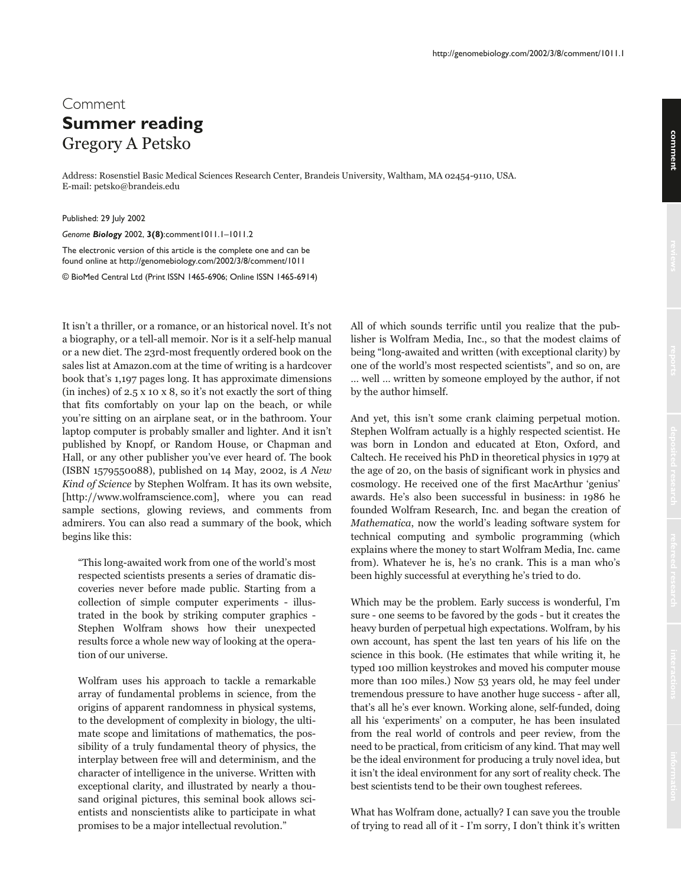Comment

# Summer reading

Gregory A Petsko

Address: Rosenstiel Basic Medical Sciences Research Center, Brandeis University, Waltham, MA 02454-9110, USA.
E-mail: petsko@brandeis.edu

Published: 29 July 2002

*Genome **Biology*** 2002, **3(8)**:comment1011.1–1011.2

The electronic version of this article is the complete one and can be found online at http://genomebiology.com/2002/3/8/comment/1011

© BioMed Central Ltd (Print ISSN 1465-6906; Online ISSN 1465-6914)

It isn't a thriller, or a romance, or an historical novel. It's not a biography, or a tell-all memoir. Nor is it a self-help manual or a new diet. The 23rd-most frequently ordered book on the sales list at Amazon.com at the time of writing is a hardcover book that's 1,197 pages long. It has approximate dimensions (in inches) of 2.5 x 10 x 8, so it's not exactly the sort of thing that fits comfortably on your lap on the beach, or while you're sitting on an airplane seat, or in the bathroom. Your laptop computer is probably smaller and lighter. And it isn't published by Knopf, or Random House, or Chapman and Hall, or any other publisher you've ever heard of. The book (ISBN 1579550088), published on 14 May, 2002, is *A New Kind of Science* by Stephen Wolfram. It has its own website, [http://www.wolframscience.com], where you can read sample sections, glowing reviews, and comments from admirers. You can also read a summary of the book, which begins like this:

> "This long-awaited work from one of the world's most respected scientists presents a series of dramatic discoveries never before made public. Starting from a collection of simple computer experiments - illustrated in the book by striking computer graphics - Stephen Wolfram shows how their unexpected results force a whole new way of looking at the operation of our universe.
>
> Wolfram uses his approach to tackle a remarkable array of fundamental problems in science, from the origins of apparent randomness in physical systems, to the development of complexity in biology, the ultimate scope and limitations of mathematics, the possibility of a truly fundamental theory of physics, the interplay between free will and determinism, and the character of intelligence in the universe. Written with exceptional clarity, and illustrated by nearly a thousand original pictures, this seminal book allows scientists and nonscientists alike to participate in what promises to be a major intellectual revolution."

All of which sounds terrific until you realize that the publisher is Wolfram Media, Inc., so that the modest claims of being "long-awaited and written (with exceptional clarity) by one of the world's most respected scientists", and so on, are ... well ... written by someone employed by the author, if not by the author himself.

And yet, this isn't some crank claiming perpetual motion. Stephen Wolfram actually is a highly respected scientist. He was born in London and educated at Eton, Oxford, and Caltech. He received his PhD in theoretical physics in 1979 at the age of 20, on the basis of significant work in physics and cosmology. He received one of the first MacArthur 'genius' awards. He's also been successful in business: in 1986 he founded Wolfram Research, Inc. and began the creation of *Mathematica*, now the world's leading software system for technical computing and symbolic programming (which explains where the money to start Wolfram Media, Inc. came from). Whatever he is, he's no crank. This is a man who's been highly successful at everything he's tried to do.

Which may be the problem. Early success is wonderful, I'm sure - one seems to be favored by the gods - but it creates the heavy burden of perpetual high expectations. Wolfram, by his own account, has spent the last ten years of his life on the science in this book. (He estimates that while writing it, he typed 100 million keystrokes and moved his computer mouse more than 100 miles.) Now 53 years old, he may feel under tremendous pressure to have another huge success - after all, that's all he's ever known. Working alone, self-funded, doing all his 'experiments' on a computer, he has been insulated from the real world of controls and peer review, from the need to be practical, from criticism of any kind. That may well be the ideal environment for producing a truly novel idea, but it isn't the ideal environment for any sort of reality check. The best scientists tend to be their own toughest referees.

What has Wolfram done, actually? I can save you the trouble of trying to read all of it - I'm sorry, I don't think it's written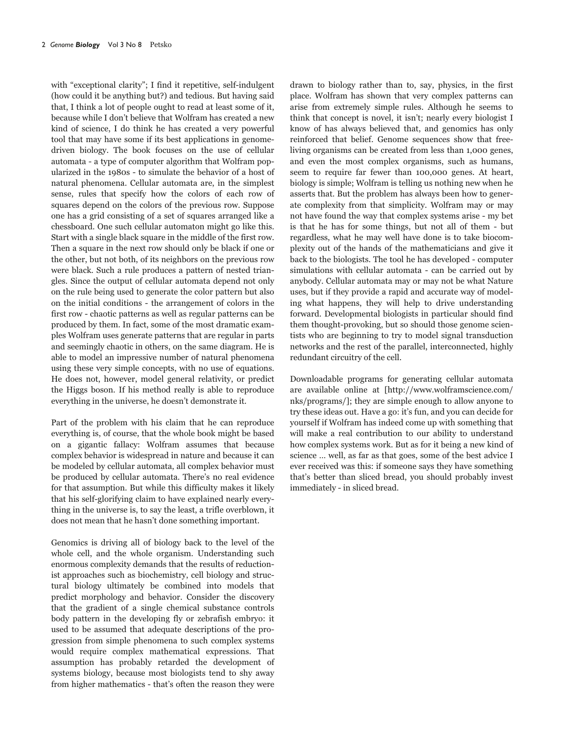with "exceptional clarity"; I find it repetitive, self-indulgent (how could it be anything but?) and tedious. But having said that, I think a lot of people ought to read at least some of it, because while I don't believe that Wolfram has created a new kind of science, I do think he has created a very powerful tool that may have some if its best applications in genome-driven biology. The book focuses on the use of cellular automata - a type of computer algorithm that Wolfram popularized in the 1980s - to simulate the behavior of a host of natural phenomena. Cellular automata are, in the simplest sense, rules that specify how the colors of each row of squares depend on the colors of the previous row. Suppose one has a grid consisting of a set of squares arranged like a chessboard. One such cellular automaton might go like this. Start with a single black square in the middle of the first row. Then a square in the next row should only be black if one or the other, but not both, of its neighbors on the previous row were black. Such a rule produces a pattern of nested triangles. Since the output of cellular automata depend not only on the rule being used to generate the color pattern but also on the initial conditions - the arrangement of colors in the first row - chaotic patterns as well as regular patterns can be produced by them. In fact, some of the most dramatic examples Wolfram uses generate patterns that are regular in parts and seemingly chaotic in others, on the same diagram. He is able to model an impressive number of natural phenomena using these very simple concepts, with no use of equations. He does not, however, model general relativity, or predict the Higgs boson. If his method really is able to reproduce everything in the universe, he doesn't demonstrate it.

Part of the problem with his claim that he can reproduce everything is, of course, that the whole book might be based on a gigantic fallacy: Wolfram assumes that because complex behavior is widespread in nature and because it can be modeled by cellular automata, all complex behavior must be produced by cellular automata. There's no real evidence for that assumption. But while this difficulty makes it likely that his self-glorifying claim to have explained nearly everything in the universe is, to say the least, a trifle overblown, it does not mean that he hasn't done something important.

Genomics is driving all of biology back to the level of the whole cell, and the whole organism. Understanding such enormous complexity demands that the results of reductionist approaches such as biochemistry, cell biology and structural biology ultimately be combined into models that predict morphology and behavior. Consider the discovery that the gradient of a single chemical substance controls body pattern in the developing fly or zebrafish embryo: it used to be assumed that adequate descriptions of the progression from simple phenomena to such complex systems would require complex mathematical expressions. That assumption has probably retarded the development of systems biology, because most biologists tend to shy away from higher mathematics - that's often the reason they were drawn to biology rather than to, say, physics, in the first place. Wolfram has shown that very complex patterns can arise from extremely simple rules. Although he seems to think that concept is novel, it isn't; nearly every biologist I know of has always believed that, and genomics has only reinforced that belief. Genome sequences show that free-living organisms can be created from less than 1,000 genes, and even the most complex organisms, such as humans, seem to require far fewer than 100,000 genes. At heart, biology is simple; Wolfram is telling us nothing new when he asserts that. But the problem has always been how to generate complexity from that simplicity. Wolfram may or may not have found the way that complex systems arise - my bet is that he has for some things, but not all of them - but regardless, what he may well have done is to take biocomplexity out of the hands of the mathematicians and give it back to the biologists. The tool he has developed - computer simulations with cellular automata - can be carried out by anybody. Cellular automata may or may not be what Nature uses, but if they provide a rapid and accurate way of modeling what happens, they will help to drive understanding forward. Developmental biologists in particular should find them thought-provoking, but so should those genome scientists who are beginning to try to model signal transduction networks and the rest of the parallel, interconnected, highly redundant circuitry of the cell.

Downloadable programs for generating cellular automata are available online at [http://www.wolframscience.com/nks/programs/]; they are simple enough to allow anyone to try these ideas out. Have a go: it's fun, and you can decide for yourself if Wolfram has indeed come up with something that will make a real contribution to our ability to understand how complex systems work. But as for it being a new kind of science ... well, as far as that goes, some of the best advice I ever received was this: if someone says they have something that's better than sliced bread, you should probably invest immediately - in sliced bread.